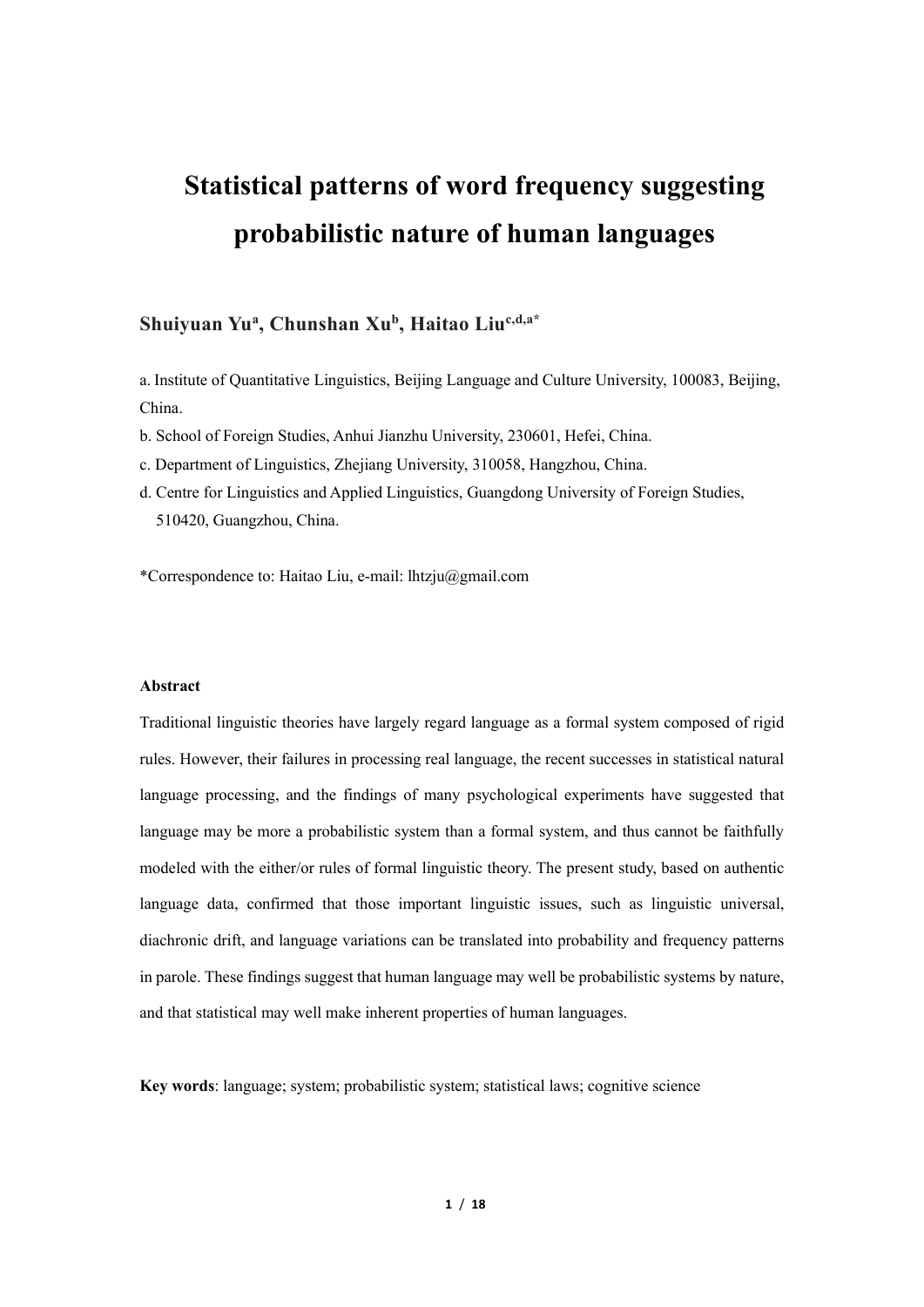# Statistical patterns of word frequency suggesting probabilistic nature of human languages

**Shuiyuan Yu[a], Chunshan Xu[b], Haitao Liu[c,d,a*]**

a. Institute of Quantitative Linguistics, Beijing Language and Culture University, 100083, Beijing, China.

b. School of Foreign Studies, Anhui Jianzhu University, 230601, Hefei, China.

c. Department of Linguistics, Zhejiang University, 310058, Hangzhou, China.

d. Centre for Linguistics and Applied Linguistics, Guangdong University of Foreign Studies, 510420, Guangzhou, China.

*Correspondence to: Haitao Liu, e-mail: lhtzju@gmail.com

**Abstract**

Traditional linguistic theories have largely regard language as a formal system composed of rigid rules. However, their failures in processing real language, the recent successes in statistical natural language processing, and the findings of many psychological experiments have suggested that language may be more a probabilistic system than a formal system, and thus cannot be faithfully modeled with the either/or rules of formal linguistic theory. The present study, based on authentic language data, confirmed that those important linguistic issues, such as linguistic universal, diachronic drift, and language variations can be translated into probability and frequency patterns in parole. These findings suggest that human language may well be probabilistic systems by nature, and that statistical may well make inherent properties of human languages.

**Key words**: language; system; probabilistic system; statistical laws; cognitive science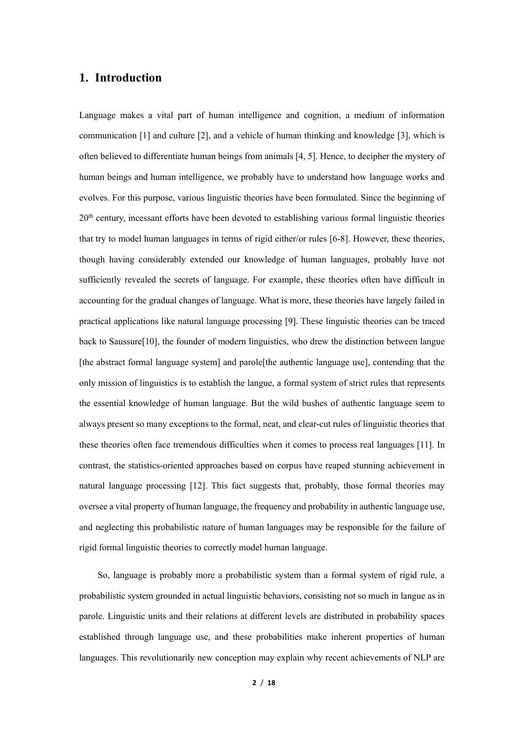## 1. Introduction

Language makes a vital part of human intelligence and cognition, a medium of information communication [1] and culture [2], and a vehicle of human thinking and knowledge [3], which is often believed to differentiate human beings from animals [4, 5]. Hence, to decipher the mystery of human beings and human intelligence, we probably have to understand how language works and evolves. For this purpose, various linguistic theories have been formulated. Since the beginning of 20th century, incessant efforts have been devoted to establishing various formal linguistic theories that try to model human languages in terms of rigid either/or rules [6-8]. However, these theories, though having considerably extended our knowledge of human languages, probably have not sufficiently revealed the secrets of language. For example, these theories often have difficult in accounting for the gradual changes of language. What is more, these theories have largely failed in practical applications like natural language processing [9]. These linguistic theories can be traced back to Saussure[10], the founder of modern linguistics, who drew the distinction between langue [the abstract formal language system] and parole[the authentic language use], contending that the only mission of linguistics is to establish the langue, a formal system of strict rules that represents the essential knowledge of human language. But the wild bushes of authentic language seem to always present so many exceptions to the formal, neat, and clear-cut rules of linguistic theories that these theories often face tremendous difficulties when it comes to process real languages [11]. In contrast, the statistics-oriented approaches based on corpus have reaped stunning achievement in natural language processing [12]. This fact suggests that, probably, those formal theories may oversee a vital property of human language, the frequency and probability in authentic language use, and neglecting this probabilistic nature of human languages may be responsible for the failure of rigid formal linguistic theories to correctly model human language.

So, language is probably more a probabilistic system than a formal system of rigid rule, a probabilistic system grounded in actual linguistic behaviors, consisting not so much in langue as in parole. Linguistic units and their relations at different levels are distributed in probability spaces established through language use, and these probabilities make inherent properties of human languages. This revolutionarily new conception may explain why recent achievements of NLP are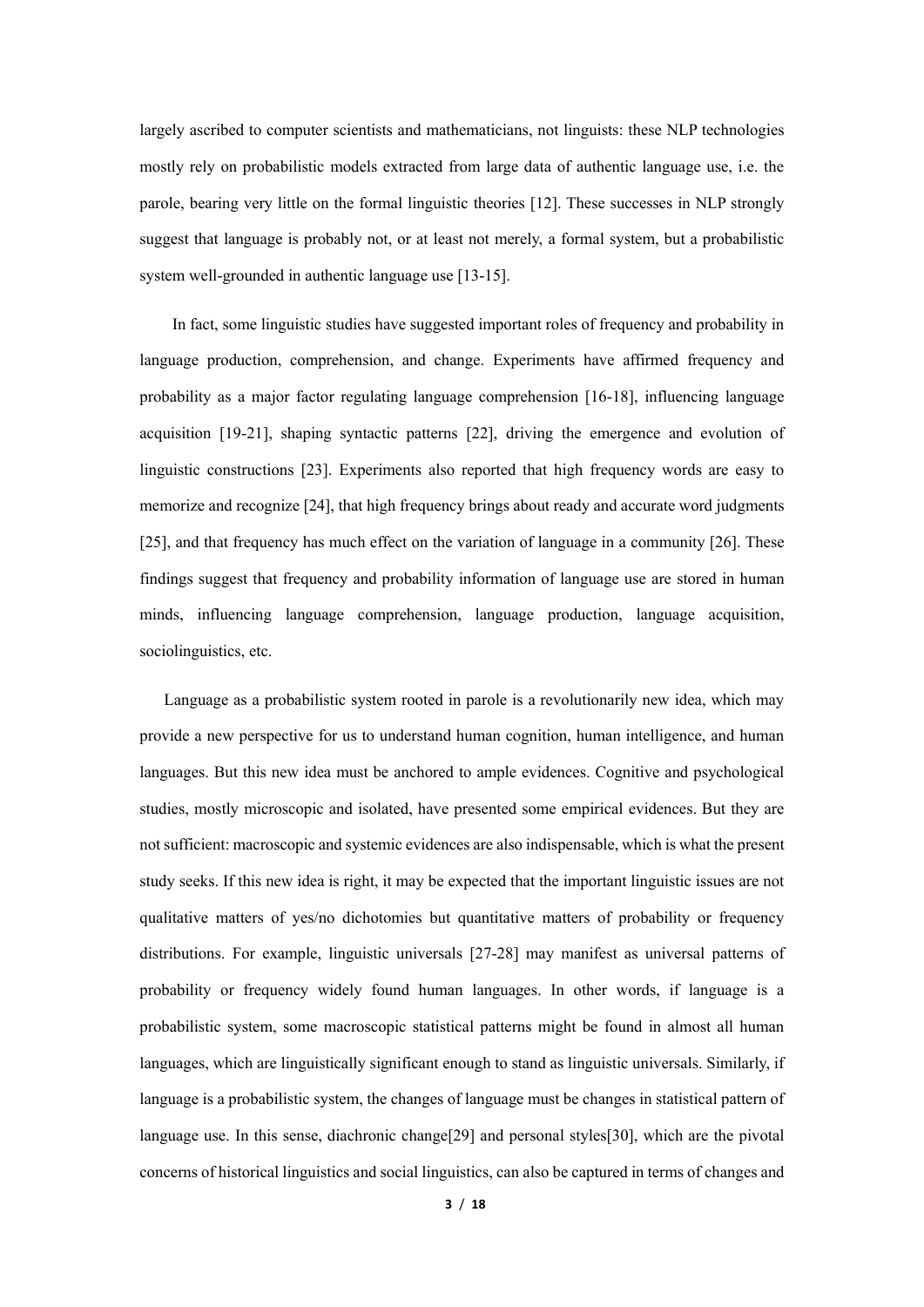largely ascribed to computer scientists and mathematicians, not linguists: these NLP technologies mostly rely on probabilistic models extracted from large data of authentic language use, i.e. the parole, bearing very little on the formal linguistic theories [12]. These successes in NLP strongly suggest that language is probably not, or at least not merely, a formal system, but a probabilistic system well-grounded in authentic language use [13-15].

In fact, some linguistic studies have suggested important roles of frequency and probability in language production, comprehension, and change. Experiments have affirmed frequency and probability as a major factor regulating language comprehension [16-18], influencing language acquisition [19-21], shaping syntactic patterns [22], driving the emergence and evolution of linguistic constructions [23]. Experiments also reported that high frequency words are easy to memorize and recognize [24], that high frequency brings about ready and accurate word judgments [25], and that frequency has much effect on the variation of language in a community [26]. These findings suggest that frequency and probability information of language use are stored in human minds, influencing language comprehension, language production, language acquisition, sociolinguistics, etc.

Language as a probabilistic system rooted in parole is a revolutionarily new idea, which may provide a new perspective for us to understand human cognition, human intelligence, and human languages. But this new idea must be anchored to ample evidences. Cognitive and psychological studies, mostly microscopic and isolated, have presented some empirical evidences. But they are not sufficient: macroscopic and systemic evidences are also indispensable, which is what the present study seeks. If this new idea is right, it may be expected that the important linguistic issues are not qualitative matters of yes/no dichotomies but quantitative matters of probability or frequency distributions. For example, linguistic universals [27-28] may manifest as universal patterns of probability or frequency widely found human languages. In other words, if language is a probabilistic system, some macroscopic statistical patterns might be found in almost all human languages, which are linguistically significant enough to stand as linguistic universals. Similarly, if language is a probabilistic system, the changes of language must be changes in statistical pattern of language use. In this sense, diachronic change[29] and personal styles[30], which are the pivotal concerns of historical linguistics and social linguistics, can also be captured in terms of changes and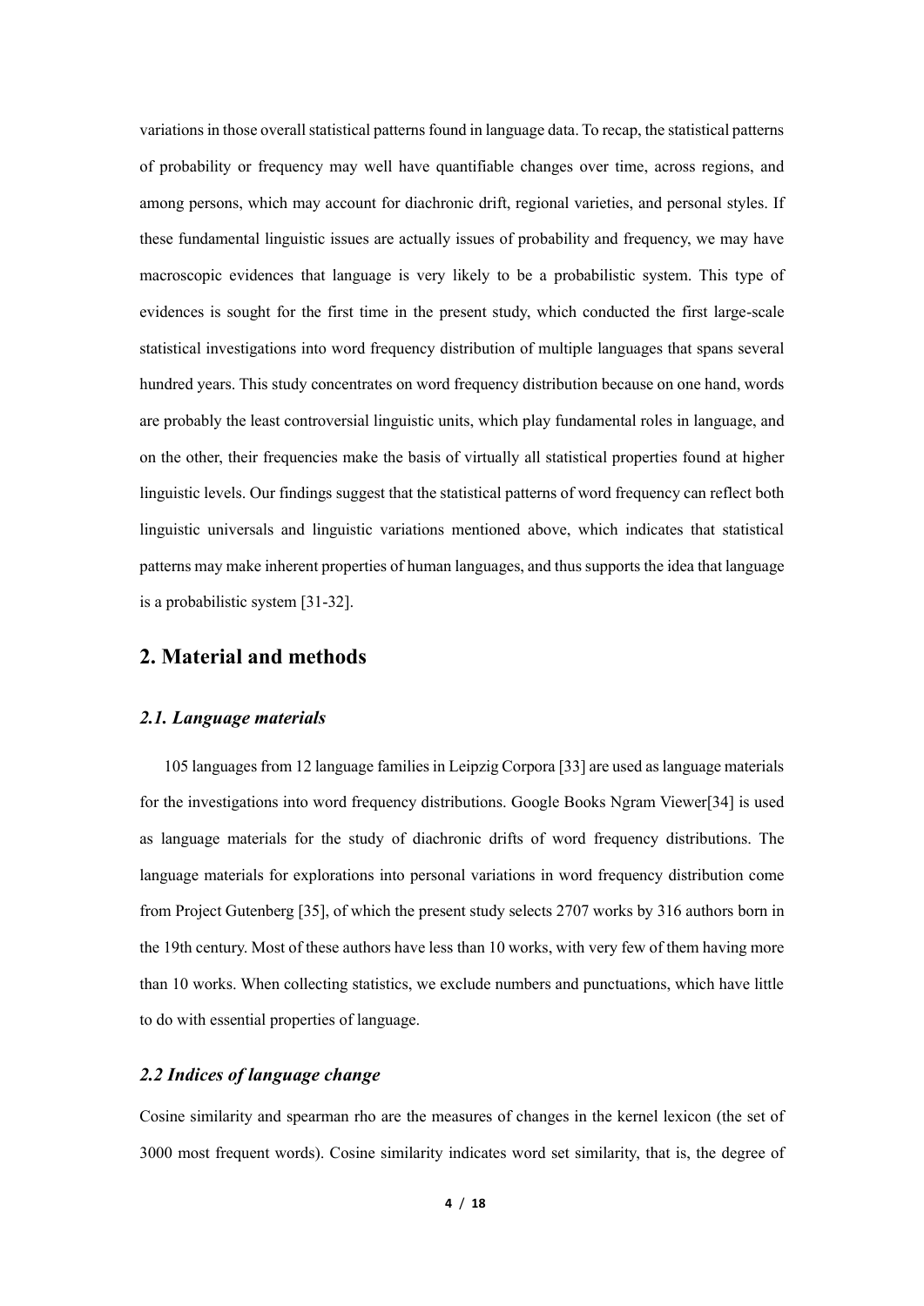variations in those overall statistical patterns found in language data. To recap, the statistical patterns of probability or frequency may well have quantifiable changes over time, across regions, and among persons, which may account for diachronic drift, regional varieties, and personal styles. If these fundamental linguistic issues are actually issues of probability and frequency, we may have macroscopic evidences that language is very likely to be a probabilistic system. This type of evidences is sought for the first time in the present study, which conducted the first large-scale statistical investigations into word frequency distribution of multiple languages that spans several hundred years. This study concentrates on word frequency distribution because on one hand, words are probably the least controversial linguistic units, which play fundamental roles in language, and on the other, their frequencies make the basis of virtually all statistical properties found at higher linguistic levels. Our findings suggest that the statistical patterns of word frequency can reflect both linguistic universals and linguistic variations mentioned above, which indicates that statistical patterns may make inherent properties of human languages, and thus supports the idea that language is a probabilistic system [31-32].

## 2. Material and methods

### *2.1. Language materials*

105 languages from 12 language families in Leipzig Corpora [33] are used as language materials for the investigations into word frequency distributions. Google Books Ngram Viewer[34] is used as language materials for the study of diachronic drifts of word frequency distributions. The language materials for explorations into personal variations in word frequency distribution come from Project Gutenberg [35], of which the present study selects 2707 works by 316 authors born in the 19th century. Most of these authors have less than 10 works, with very few of them having more than 10 works. When collecting statistics, we exclude numbers and punctuations, which have little to do with essential properties of language.

### *2.2 Indices of language change*

Cosine similarity and spearman rho are the measures of changes in the kernel lexicon (the set of 3000 most frequent words). Cosine similarity indicates word set similarity, that is, the degree of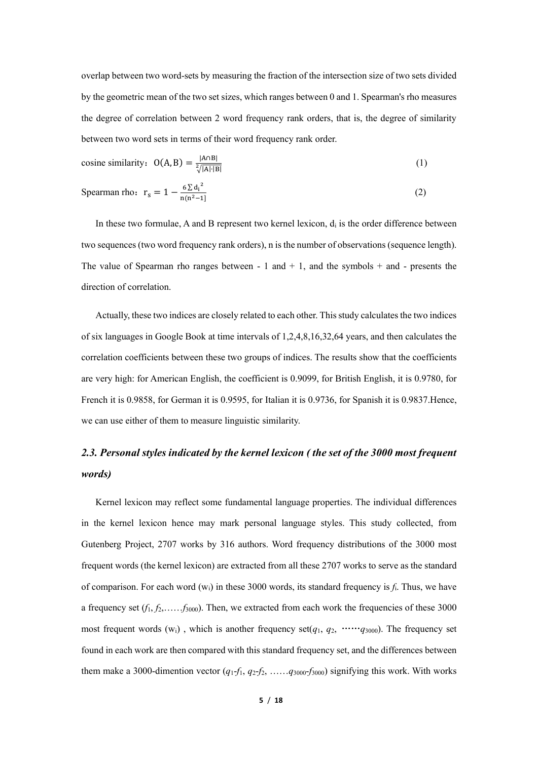overlap between two word-sets by measuring the fraction of the intersection size of two sets divided by the geometric mean of the two set sizes, which ranges between 0 and 1. Spearman's rho measures the degree of correlation between 2 word frequency rank orders, that is, the degree of similarity between two word sets in terms of their word frequency rank order.

cosine similarity： $O(A, B) = \frac{|A \cap B|}{\sqrt[2]{|A| \cdot |B|}}$ (1)

Spearman rho： $r_s = 1 - \frac{6 \sum {d_i}^2}{n(n^2-1]}$ (2)

In these two formulae, A and B represent two kernel lexicon, $d_i$ is the order difference between two sequences (two word frequency rank orders), n is the number of observations (sequence length). The value of Spearman rho ranges between - 1 and + 1, and the symbols + and - presents the direction of correlation.

Actually, these two indices are closely related to each other. This study calculates the two indices of six languages in Google Book at time intervals of 1,2,4,8,16,32,64 years, and then calculates the correlation coefficients between these two groups of indices. The results show that the coefficients are very high: for American English, the coefficient is 0.9099, for British English, it is 0.9780, for French it is 0.9858, for German it is 0.9595, for Italian it is 0.9736, for Spanish it is 0.9837.Hence, we can use either of them to measure linguistic similarity.

### *2.3. Personal styles indicated by the kernel lexicon ( the set of the 3000 most frequent words)*

Kernel lexicon may reflect some fundamental language properties. The individual differences in the kernel lexicon hence may mark personal language styles. This study collected, from Gutenberg Project, 2707 works by 316 authors. Word frequency distributions of the 3000 most frequent words (the kernel lexicon) are extracted from all these 2707 works to serve as the standard of comparison. For each word ($w_i$) in these 3000 words, its standard frequency is $f_i$. Thus, we have a frequency set ($f_1$, $f_2$,……$f_{3000}$). Then, we extracted from each work the frequencies of these 3000 most frequent words ($w_i$) , which is another frequency set($q_1$, $q_2$, ……$q_{3000}$). The frequency set found in each work are then compared with this standard frequency set, and the differences between them make a 3000-dimention vector ($q_1$-$f_1$, $q_2$-$f_2$, ……$q_{3000}$-$f_{3000}$) signifying this work. With works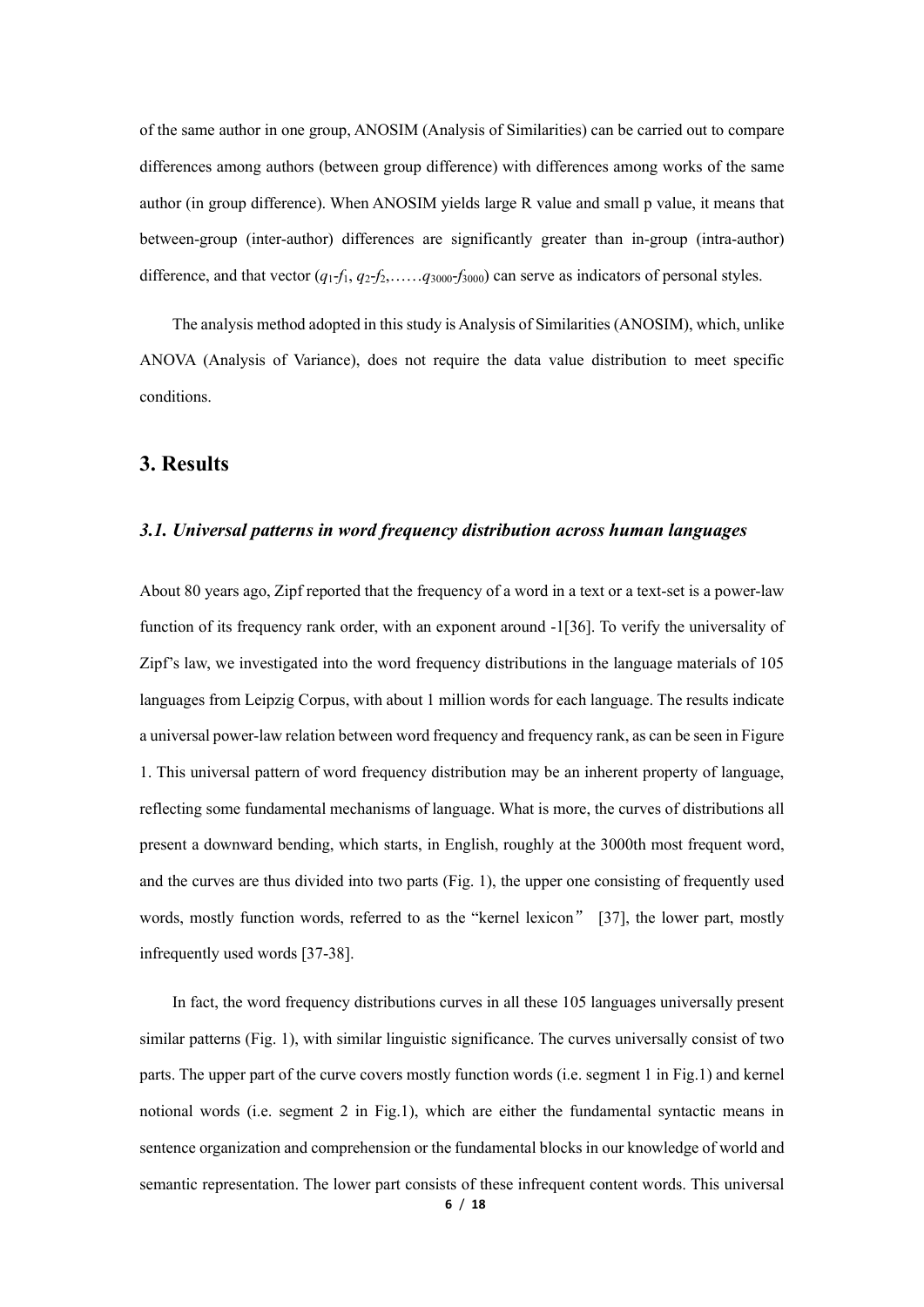of the same author in one group, ANOSIM (Analysis of Similarities) can be carried out to compare differences among authors (between group difference) with differences among works of the same author (in group difference). When ANOSIM yields large R value and small p value, it means that between-group (inter-author) differences are significantly greater than in-group (intra-author) difference, and that vector ($q_1$-$f_1$, $q_2$-$f_2$,……$q_{3000}$-$f_{3000}$) can serve as indicators of personal styles.

The analysis method adopted in this study is Analysis of Similarities (ANOSIM), which, unlike ANOVA (Analysis of Variance), does not require the data value distribution to meet specific conditions.

## 3. Results

### *3.1. Universal patterns in word frequency distribution across human languages*

About 80 years ago, Zipf reported that the frequency of a word in a text or a text-set is a power-law function of its frequency rank order, with an exponent around -1[36]. To verify the universality of Zipf's law, we investigated into the word frequency distributions in the language materials of 105 languages from Leipzig Corpus, with about 1 million words for each language. The results indicate a universal power-law relation between word frequency and frequency rank, as can be seen in Figure 1. This universal pattern of word frequency distribution may be an inherent property of language, reflecting some fundamental mechanisms of language. What is more, the curves of distributions all present a downward bending, which starts, in English, roughly at the 3000th most frequent word, and the curves are thus divided into two parts (Fig. 1), the upper one consisting of frequently used words, mostly function words, referred to as the "kernel lexicon" [37], the lower part, mostly infrequently used words [37-38].

In fact, the word frequency distributions curves in all these 105 languages universally present similar patterns (Fig. 1), with similar linguistic significance. The curves universally consist of two parts. The upper part of the curve covers mostly function words (i.e. segment 1 in Fig.1) and kernel notional words (i.e. segment 2 in Fig.1), which are either the fundamental syntactic means in sentence organization and comprehension or the fundamental blocks in our knowledge of world and semantic representation. The lower part consists of these infrequent content words. This universal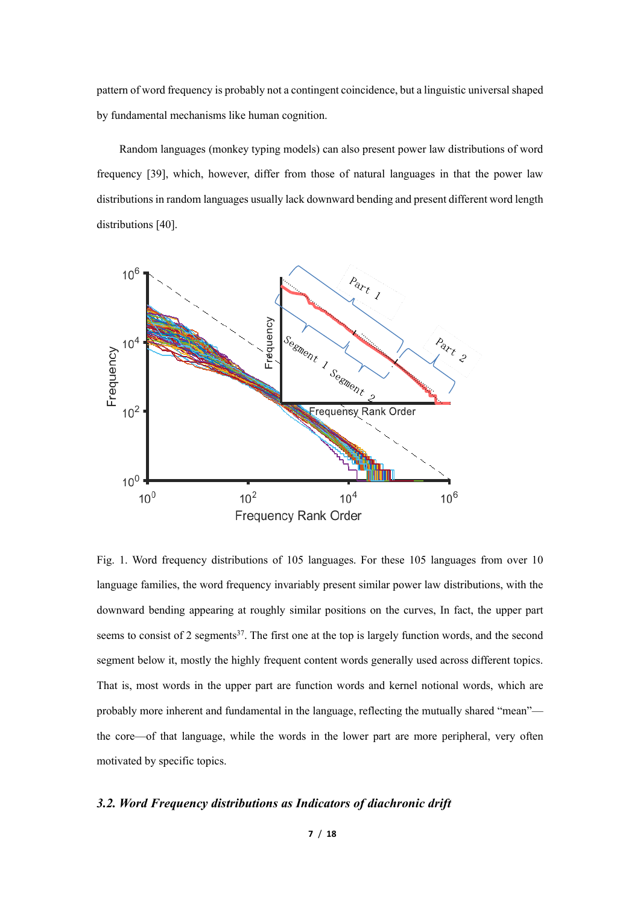pattern of word frequency is probably not a contingent coincidence, but a linguistic universal shaped by fundamental mechanisms like human cognition.

Random languages (monkey typing models) can also present power law distributions of word frequency [39], which, however, differ from those of natural languages in that the power law distributions in random languages usually lack downward bending and present different word length distributions [40].

Fig. 1. Word frequency distributions of 105 languages. For these 105 languages from over 10 language families, the word frequency invariably present similar power law distributions, with the downward bending appearing at roughly similar positions on the curves, In fact, the upper part seems to consist of 2 segments[37]. The first one at the top is largely function words, and the second segment below it, mostly the highly frequent content words generally used across different topics. That is, most words in the upper part are function words and kernel notional words, which are probably more inherent and fundamental in the language, reflecting the mutually shared "mean"—the core—of that language, while the words in the lower part are more peripheral, very often motivated by specific topics.

### *3.2. Word Frequency distributions as Indicators of diachronic drift*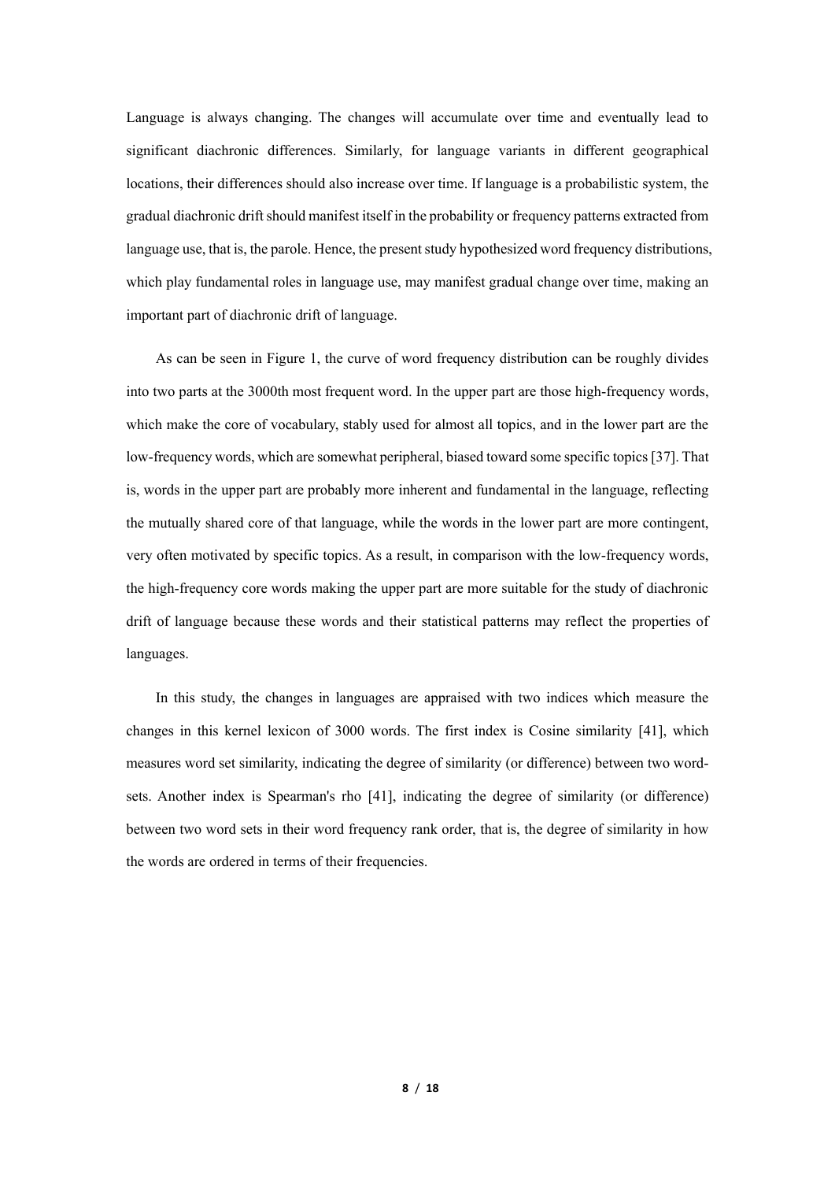Language is always changing. The changes will accumulate over time and eventually lead to significant diachronic differences. Similarly, for language variants in different geographical locations, their differences should also increase over time. If language is a probabilistic system, the gradual diachronic drift should manifest itself in the probability or frequency patterns extracted from language use, that is, the parole. Hence, the present study hypothesized word frequency distributions, which play fundamental roles in language use, may manifest gradual change over time, making an important part of diachronic drift of language.

As can be seen in Figure 1, the curve of word frequency distribution can be roughly divides into two parts at the 3000th most frequent word. In the upper part are those high-frequency words, which make the core of vocabulary, stably used for almost all topics, and in the lower part are the low-frequency words, which are somewhat peripheral, biased toward some specific topics [37]. That is, words in the upper part are probably more inherent and fundamental in the language, reflecting the mutually shared core of that language, while the words in the lower part are more contingent, very often motivated by specific topics. As a result, in comparison with the low-frequency words, the high-frequency core words making the upper part are more suitable for the study of diachronic drift of language because these words and their statistical patterns may reflect the properties of languages.

In this study, the changes in languages are appraised with two indices which measure the changes in this kernel lexicon of 3000 words. The first index is Cosine similarity [41], which measures word set similarity, indicating the degree of similarity (or difference) between two word-sets. Another index is Spearman's rho [41], indicating the degree of similarity (or difference) between two word sets in their word frequency rank order, that is, the degree of similarity in how the words are ordered in terms of their frequencies.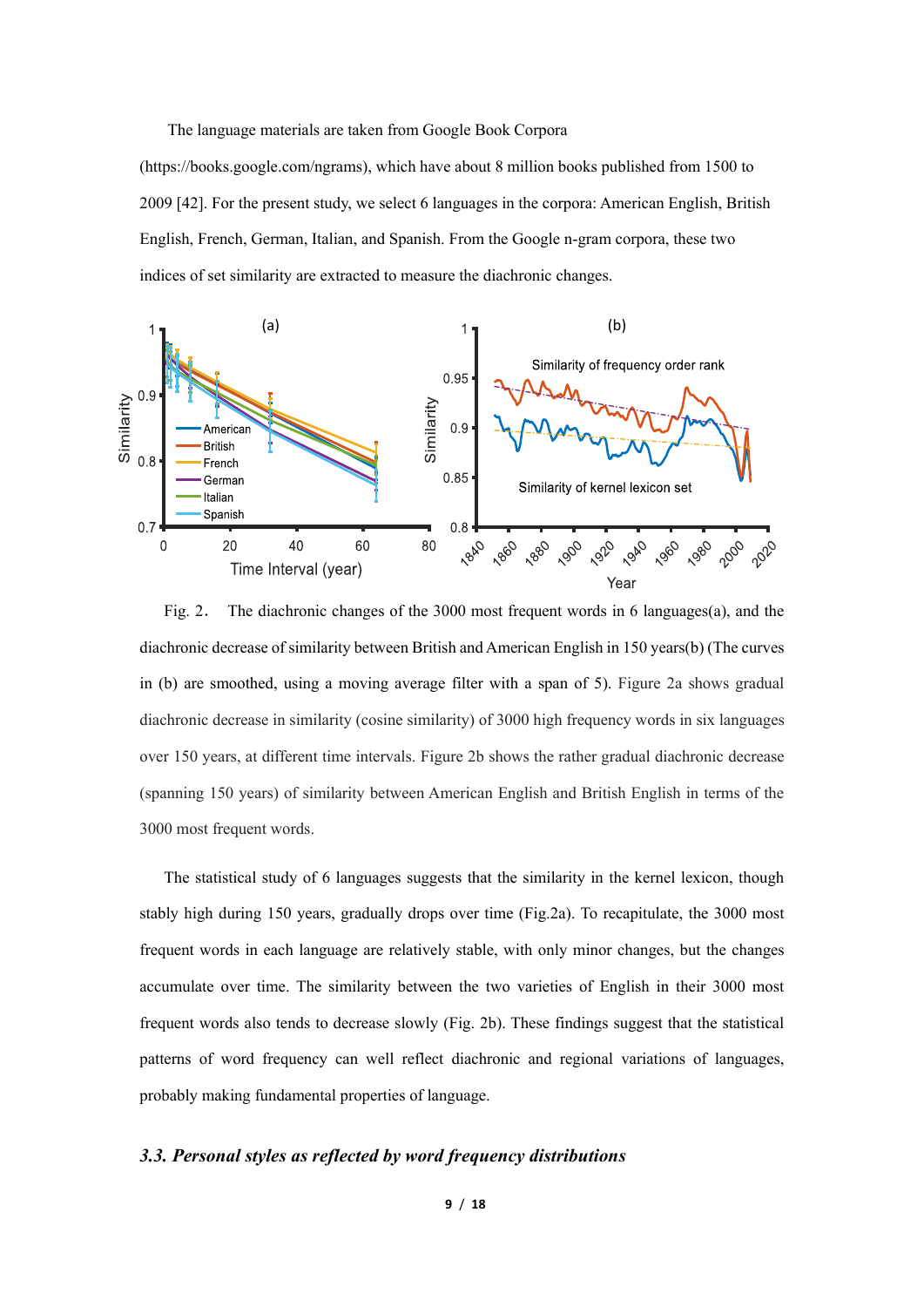The language materials are taken from Google Book Corpora (https://books.google.com/ngrams), which have about 8 million books published from 1500 to 2009 [42]. For the present study, we select 6 languages in the corpora: American English, British English, French, German, Italian, and Spanish. From the Google n-gram corpora, these two indices of set similarity are extracted to measure the diachronic changes.

Fig. 2. The diachronic changes of the 3000 most frequent words in 6 languages(a), and the diachronic decrease of similarity between British and American English in 150 years(b) (The curves in (b) are smoothed, using a moving average filter with a span of 5). Figure 2a shows gradual diachronic decrease in similarity (cosine similarity) of 3000 high frequency words in six languages over 150 years, at different time intervals. Figure 2b shows the rather gradual diachronic decrease (spanning 150 years) of similarity between American English and British English in terms of the 3000 most frequent words.

The statistical study of 6 languages suggests that the similarity in the kernel lexicon, though stably high during 150 years, gradually drops over time (Fig.2a). To recapitulate, the 3000 most frequent words in each language are relatively stable, with only minor changes, but the changes accumulate over time. The similarity between the two varieties of English in their 3000 most frequent words also tends to decrease slowly (Fig. 2b). These findings suggest that the statistical patterns of word frequency can well reflect diachronic and regional variations of languages, probably making fundamental properties of language.

### *3.3. Personal styles as reflected by word frequency distributions*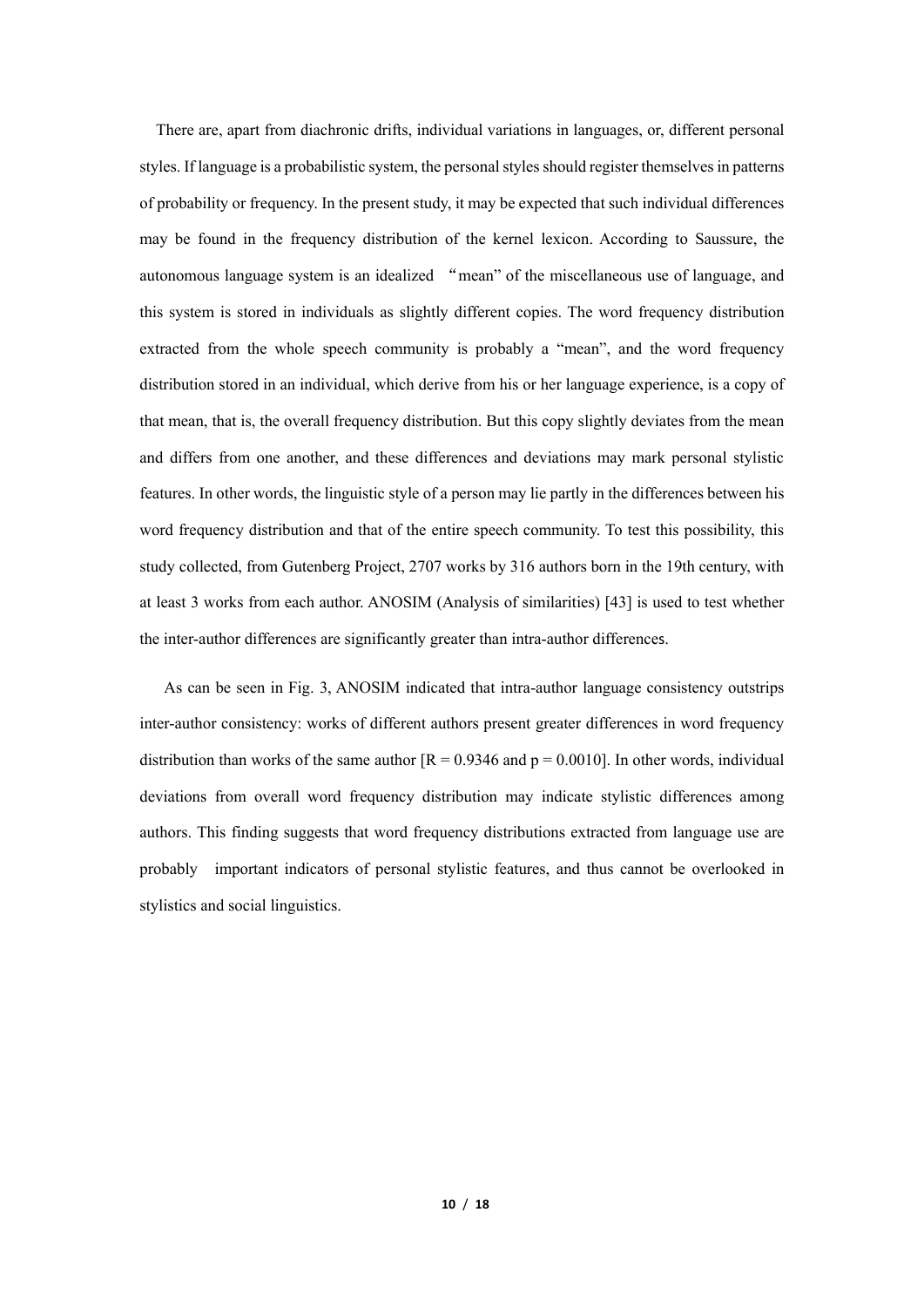There are, apart from diachronic drifts, individual variations in languages, or, different personal styles. If language is a probabilistic system, the personal styles should register themselves in patterns of probability or frequency. In the present study, it may be expected that such individual differences may be found in the frequency distribution of the kernel lexicon. According to Saussure, the autonomous language system is an idealized "mean" of the miscellaneous use of language, and this system is stored in individuals as slightly different copies. The word frequency distribution extracted from the whole speech community is probably a "mean", and the word frequency distribution stored in an individual, which derive from his or her language experience, is a copy of that mean, that is, the overall frequency distribution. But this copy slightly deviates from the mean and differs from one another, and these differences and deviations may mark personal stylistic features. In other words, the linguistic style of a person may lie partly in the differences between his word frequency distribution and that of the entire speech community. To test this possibility, this study collected, from Gutenberg Project, 2707 works by 316 authors born in the 19th century, with at least 3 works from each author. ANOSIM (Analysis of similarities) [43] is used to test whether the inter-author differences are significantly greater than intra-author differences.

As can be seen in Fig. 3, ANOSIM indicated that intra-author language consistency outstrips inter-author consistency: works of different authors present greater differences in word frequency distribution than works of the same author [$R = 0.9346$ and $p = 0.0010$]. In other words, individual deviations from overall word frequency distribution may indicate stylistic differences among authors. This finding suggests that word frequency distributions extracted from language use are probably important indicators of personal stylistic features, and thus cannot be overlooked in stylistics and social linguistics.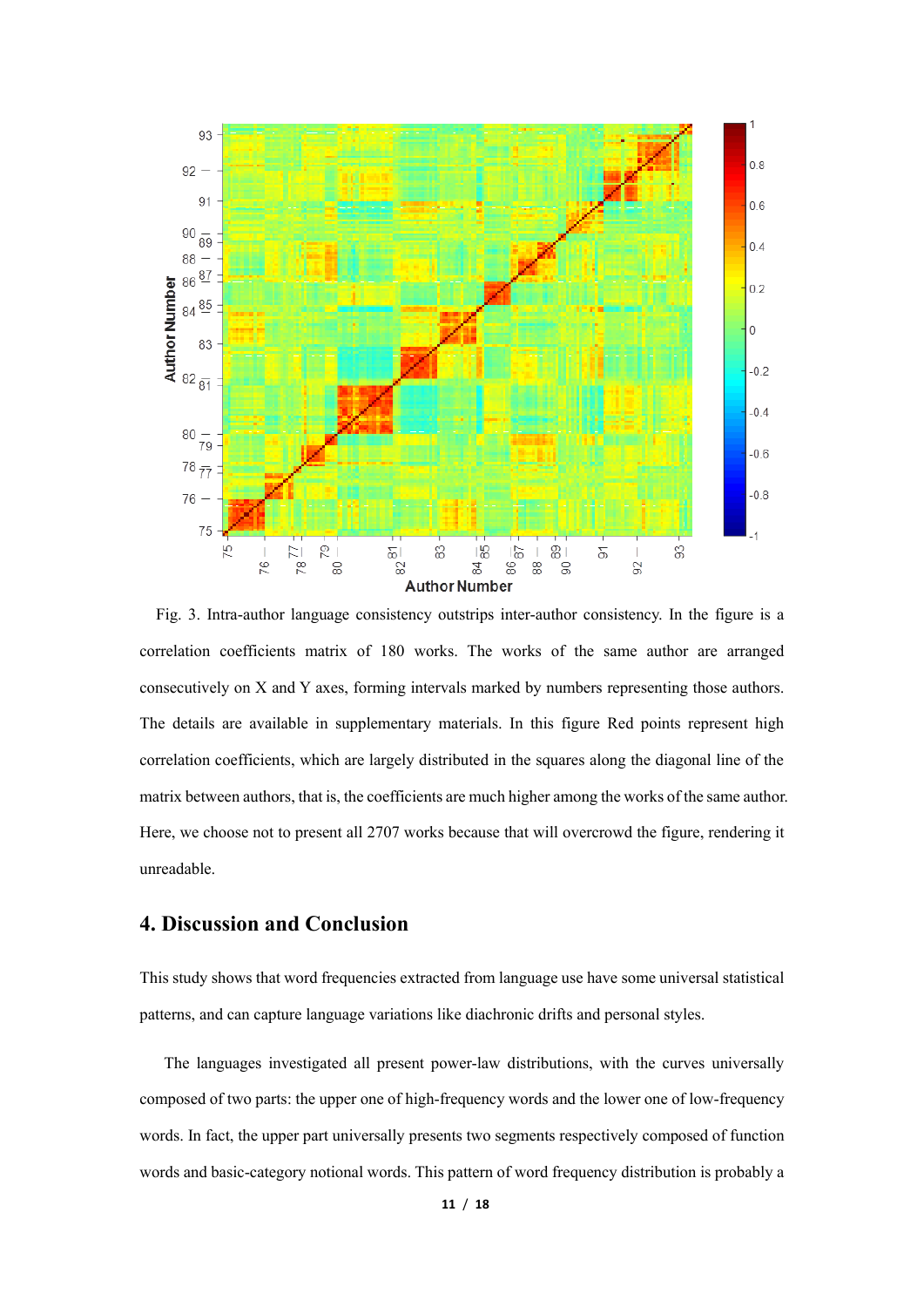Fig. 3. Intra-author language consistency outstrips inter-author consistency. In the figure is a correlation coefficients matrix of 180 works. The works of the same author are arranged consecutively on X and Y axes, forming intervals marked by numbers representing those authors. The details are available in supplementary materials. In this figure Red points represent high correlation coefficients, which are largely distributed in the squares along the diagonal line of the matrix between authors, that is, the coefficients are much higher among the works of the same author. Here, we choose not to present all 2707 works because that will overcrowd the figure, rendering it unreadable.

## 4. Discussion and Conclusion

This study shows that word frequencies extracted from language use have some universal statistical patterns, and can capture language variations like diachronic drifts and personal styles.

The languages investigated all present power-law distributions, with the curves universally composed of two parts: the upper one of high-frequency words and the lower one of low-frequency words. In fact, the upper part universally presents two segments respectively composed of function words and basic-category notional words. This pattern of word frequency distribution is probably a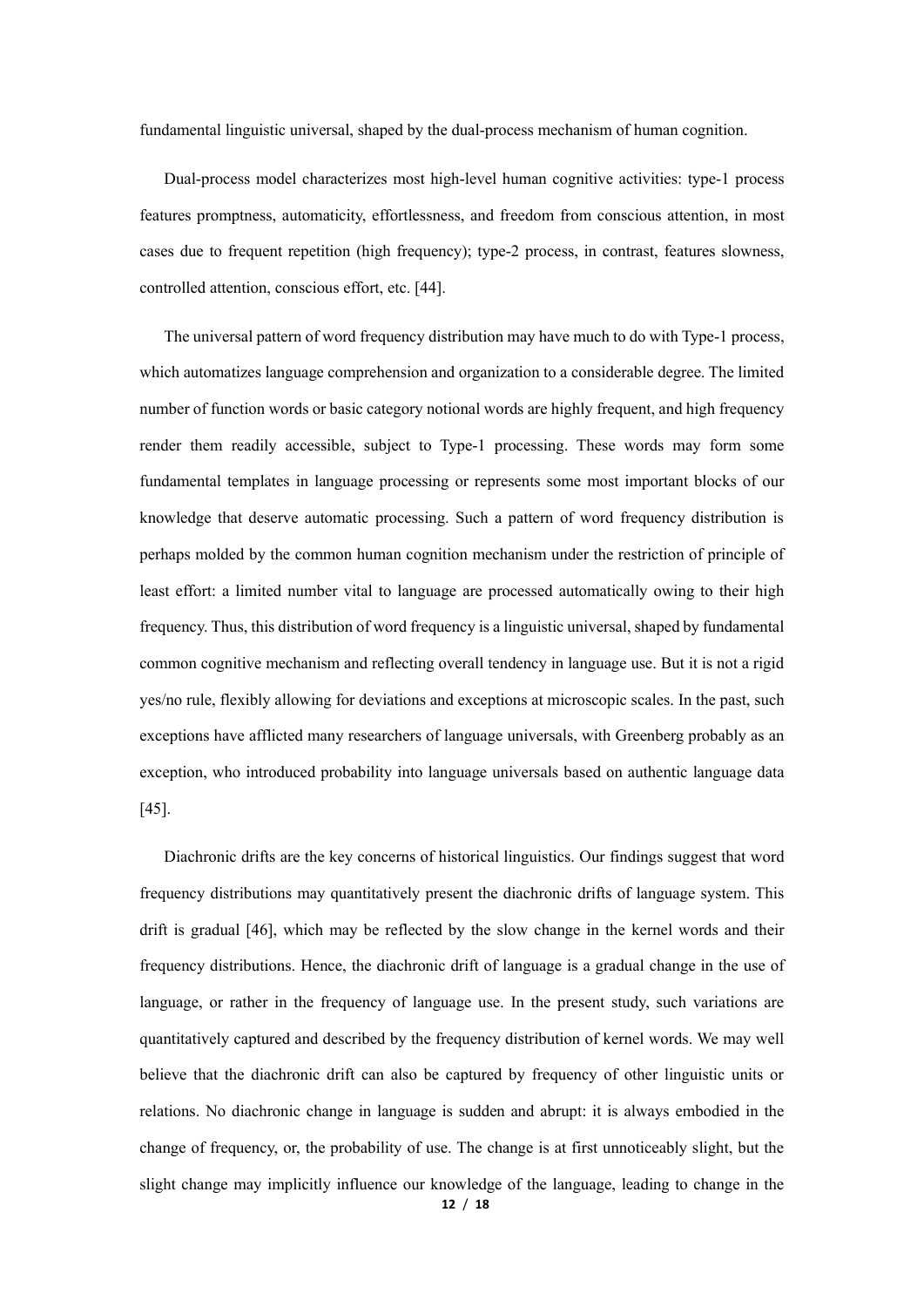fundamental linguistic universal, shaped by the dual-process mechanism of human cognition.

Dual-process model characterizes most high-level human cognitive activities: type-1 process features promptness, automaticity, effortlessness, and freedom from conscious attention, in most cases due to frequent repetition (high frequency); type-2 process, in contrast, features slowness, controlled attention, conscious effort, etc. [44].

The universal pattern of word frequency distribution may have much to do with Type-1 process, which automatizes language comprehension and organization to a considerable degree. The limited number of function words or basic category notional words are highly frequent, and high frequency render them readily accessible, subject to Type-1 processing. These words may form some fundamental templates in language processing or represents some most important blocks of our knowledge that deserve automatic processing. Such a pattern of word frequency distribution is perhaps molded by the common human cognition mechanism under the restriction of principle of least effort: a limited number vital to language are processed automatically owing to their high frequency. Thus, this distribution of word frequency is a linguistic universal, shaped by fundamental common cognitive mechanism and reflecting overall tendency in language use. But it is not a rigid yes/no rule, flexibly allowing for deviations and exceptions at microscopic scales. In the past, such exceptions have afflicted many researchers of language universals, with Greenberg probably as an exception, who introduced probability into language universals based on authentic language data [45].

Diachronic drifts are the key concerns of historical linguistics. Our findings suggest that word frequency distributions may quantitatively present the diachronic drifts of language system. This drift is gradual [46], which may be reflected by the slow change in the kernel words and their frequency distributions. Hence, the diachronic drift of language is a gradual change in the use of language, or rather in the frequency of language use. In the present study, such variations are quantitatively captured and described by the frequency distribution of kernel words. We may well believe that the diachronic drift can also be captured by frequency of other linguistic units or relations. No diachronic change in language is sudden and abrupt: it is always embodied in the change of frequency, or, the probability of use. The change is at first unnoticeably slight, but the slight change may implicitly influence our knowledge of the language, leading to change in the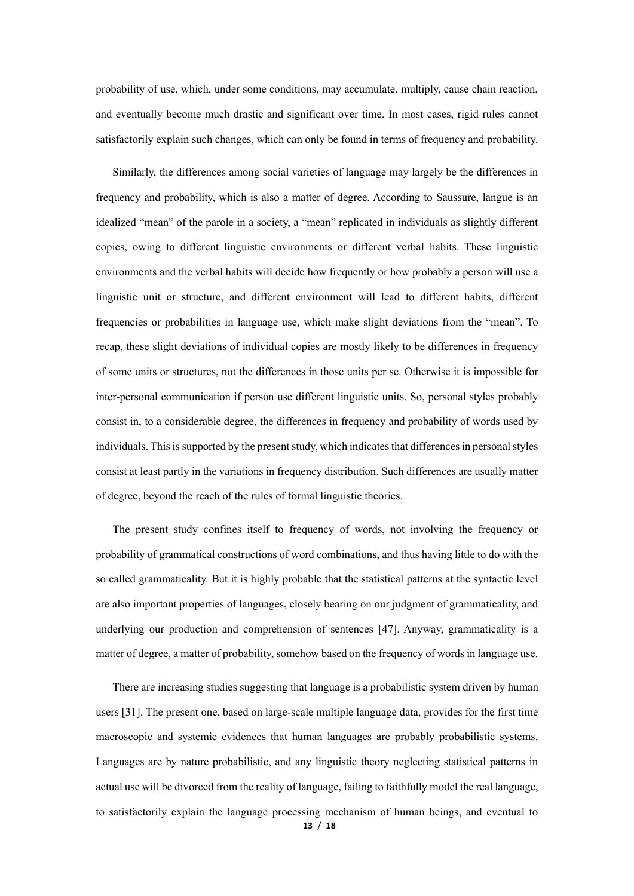probability of use, which, under some conditions, may accumulate, multiply, cause chain reaction, and eventually become much drastic and significant over time. In most cases, rigid rules cannot satisfactorily explain such changes, which can only be found in terms of frequency and probability.

Similarly, the differences among social varieties of language may largely be the differences in frequency and probability, which is also a matter of degree. According to Saussure, langue is an idealized "mean" of the parole in a society, a "mean" replicated in individuals as slightly different copies, owing to different linguistic environments or different verbal habits. These linguistic environments and the verbal habits will decide how frequently or how probably a person will use a linguistic unit or structure, and different environment will lead to different habits, different frequencies or probabilities in language use, which make slight deviations from the "mean". To recap, these slight deviations of individual copies are mostly likely to be differences in frequency of some units or structures, not the differences in those units per se. Otherwise it is impossible for inter-personal communication if person use different linguistic units. So, personal styles probably consist in, to a considerable degree, the differences in frequency and probability of words used by individuals. This is supported by the present study, which indicates that differences in personal styles consist at least partly in the variations in frequency distribution. Such differences are usually matter of degree, beyond the reach of the rules of formal linguistic theories.

The present study confines itself to frequency of words, not involving the frequency or probability of grammatical constructions of word combinations, and thus having little to do with the so called grammaticality. But it is highly probable that the statistical patterns at the syntactic level are also important properties of languages, closely bearing on our judgment of grammaticality, and underlying our production and comprehension of sentences [47]. Anyway, grammaticality is a matter of degree, a matter of probability, somehow based on the frequency of words in language use.

There are increasing studies suggesting that language is a probabilistic system driven by human users [31]. The present one, based on large-scale multiple language data, provides for the first time macroscopic and systemic evidences that human languages are probably probabilistic systems. Languages are by nature probabilistic, and any linguistic theory neglecting statistical patterns in actual use will be divorced from the reality of language, failing to faithfully model the real language, to satisfactorily explain the language processing mechanism of human beings, and eventual to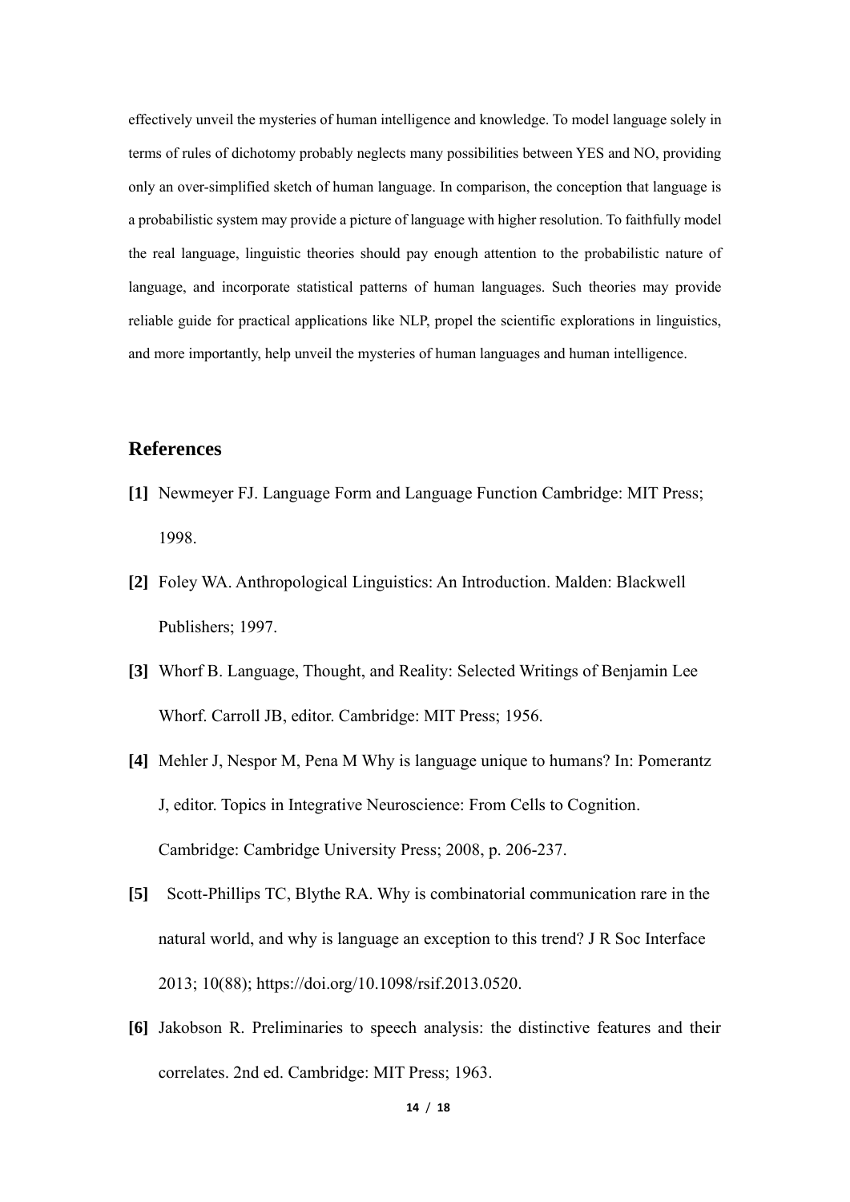effectively unveil the mysteries of human intelligence and knowledge. To model language solely in terms of rules of dichotomy probably neglects many possibilities between YES and NO, providing only an over-simplified sketch of human language. In comparison, the conception that language is a probabilistic system may provide a picture of language with higher resolution. To faithfully model the real language, linguistic theories should pay enough attention to the probabilistic nature of language, and incorporate statistical patterns of human languages. Such theories may provide reliable guide for practical applications like NLP, propel the scientific explorations in linguistics, and more importantly, help unveil the mysteries of human languages and human intelligence.

## References

**[1]** Newmeyer FJ. Language Form and Language Function Cambridge: MIT Press; 1998.

**[2]** Foley WA. Anthropological Linguistics: An Introduction. Malden: Blackwell Publishers; 1997.

**[3]** Whorf B. Language, Thought, and Reality: Selected Writings of Benjamin Lee Whorf. Carroll JB, editor. Cambridge: MIT Press; 1956.

**[4]** Mehler J, Nespor M, Pena M Why is language unique to humans? In: Pomerantz J, editor. Topics in Integrative Neuroscience: From Cells to Cognition. Cambridge: Cambridge University Press; 2008, p. 206-237.

**[5]** Scott-Phillips TC, Blythe RA. Why is combinatorial communication rare in the natural world, and why is language an exception to this trend? J R Soc Interface 2013; 10(88); https://doi.org/10.1098/rsif.2013.0520.

**[6]** Jakobson R. Preliminaries to speech analysis: the distinctive features and their correlates. 2nd ed. Cambridge: MIT Press; 1963.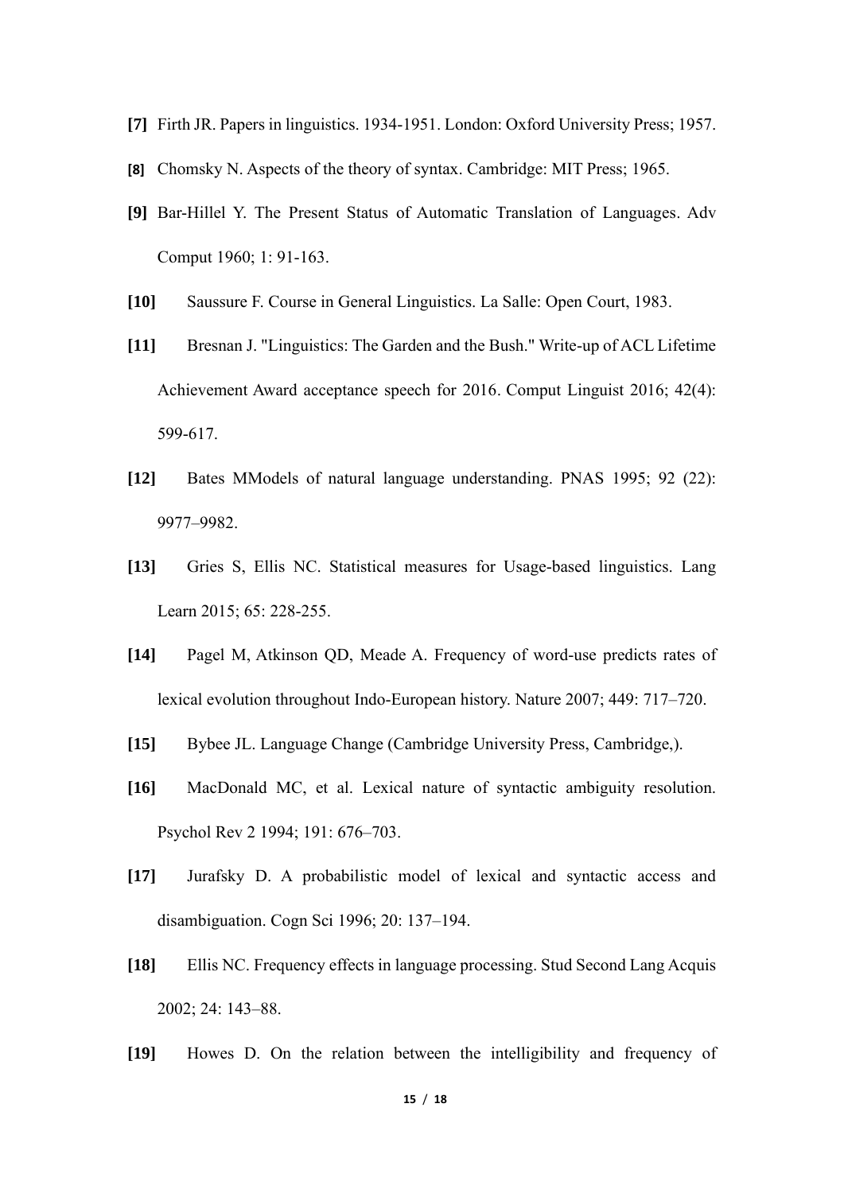**[7]** Firth JR. Papers in linguistics. 1934-1951. London: Oxford University Press; 1957.

**[8]** Chomsky N. Aspects of the theory of syntax. Cambridge: MIT Press; 1965.

**[9]** Bar-Hillel Y. The Present Status of Automatic Translation of Languages. Adv Comput 1960; 1: 91-163.

**[10]** Saussure F. Course in General Linguistics. La Salle: Open Court, 1983.

**[11]** Bresnan J. "Linguistics: The Garden and the Bush." Write-up of ACL Lifetime Achievement Award acceptance speech for 2016. Comput Linguist 2016; 42(4): 599-617.

**[12]** Bates MModels of natural language understanding. PNAS 1995; 92 (22): 9977–9982.

**[13]** Gries S, Ellis NC. Statistical measures for Usage-based linguistics. Lang Learn 2015; 65: 228-255.

**[14]** Pagel M, Atkinson QD, Meade A. Frequency of word-use predicts rates of lexical evolution throughout Indo-European history. Nature 2007; 449: 717–720.

**[15]** Bybee JL. Language Change (Cambridge University Press, Cambridge,).

**[16]** MacDonald MC, et al. Lexical nature of syntactic ambiguity resolution. Psychol Rev 2 1994; 191: 676–703.

**[17]** Jurafsky D. A probabilistic model of lexical and syntactic access and disambiguation. Cogn Sci 1996; 20: 137–194.

**[18]** Ellis NC. Frequency effects in language processing. Stud Second Lang Acquis 2002; 24: 143–88.

**[19]** Howes D. On the relation between the intelligibility and frequency of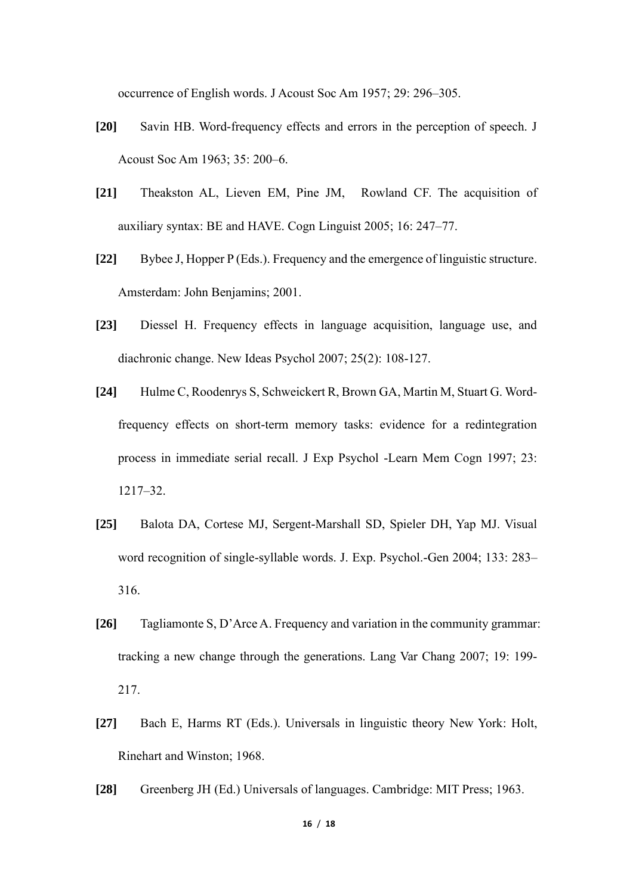occurrence of English words. J Acoust Soc Am 1957; 29: 296–305.

**[20]** Savin HB. Word-frequency effects and errors in the perception of speech. J Acoust Soc Am 1963; 35: 200–6.

**[21]** Theakston AL, Lieven EM, Pine JM, Rowland CF. The acquisition of auxiliary syntax: BE and HAVE. Cogn Linguist 2005; 16: 247–77.

**[22]** Bybee J, Hopper P (Eds.). Frequency and the emergence of linguistic structure. Amsterdam: John Benjamins; 2001.

**[23]** Diessel H. Frequency effects in language acquisition, language use, and diachronic change. New Ideas Psychol 2007; 25(2): 108-127.

**[24]** Hulme C, Roodenrys S, Schweickert R, Brown GA, Martin M, Stuart G. Word-frequency effects on short-term memory tasks: evidence for a redintegration process in immediate serial recall. J Exp Psychol -Learn Mem Cogn 1997; 23: 1217–32.

**[25]** Balota DA, Cortese MJ, Sergent-Marshall SD, Spieler DH, Yap MJ. Visual word recognition of single-syllable words. J. Exp. Psychol.-Gen 2004; 133: 283–316.

**[26]** Tagliamonte S, D'Arce A. Frequency and variation in the community grammar: tracking a new change through the generations. Lang Var Chang 2007; 19: 199-217.

**[27]** Bach E, Harms RT (Eds.). Universals in linguistic theory New York: Holt, Rinehart and Winston; 1968.

**[28]** Greenberg JH (Ed.) Universals of languages. Cambridge: MIT Press; 1963.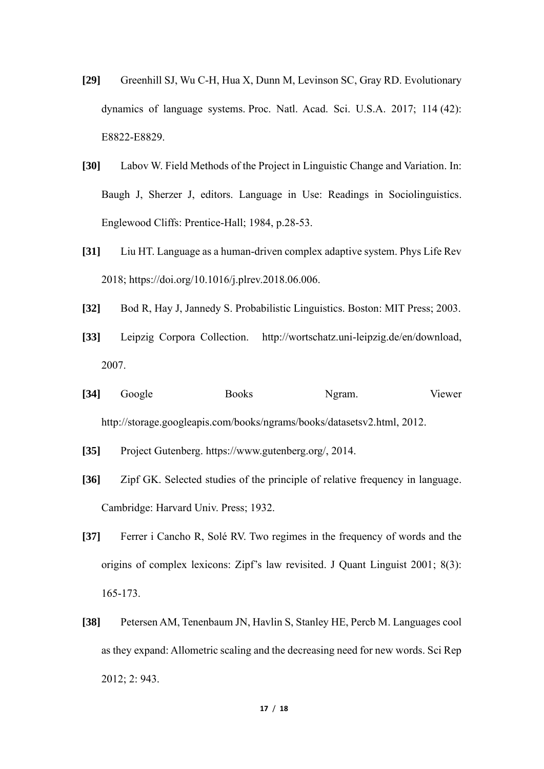**[29]** Greenhill SJ, Wu C-H, Hua X, Dunn M, Levinson SC, Gray RD. Evolutionary dynamics of language systems. Proc. Natl. Acad. Sci. U.S.A. 2017; 114 (42): E8822-E8829.

**[30]** Labov W. Field Methods of the Project in Linguistic Change and Variation. In: Baugh J, Sherzer J, editors. Language in Use: Readings in Sociolinguistics. Englewood Cliffs: Prentice-Hall; 1984, p.28-53.

**[31]** Liu HT. Language as a human-driven complex adaptive system. Phys Life Rev 2018; https://doi.org/10.1016/j.plrev.2018.06.006.

**[32]** Bod R, Hay J, Jannedy S. Probabilistic Linguistics. Boston: MIT Press; 2003.

**[33]** Leipzig Corpora Collection. http://wortschatz.uni-leipzig.de/en/download, 2007.

**[34]** Google Books Ngram. Viewer http://storage.googleapis.com/books/ngrams/books/datasetsv2.html, 2012.

**[35]** Project Gutenberg. https://www.gutenberg.org/, 2014.

**[36]** Zipf GK. Selected studies of the principle of relative frequency in language. Cambridge: Harvard Univ. Press; 1932.

**[37]** Ferrer i Cancho R, Solé RV. Two regimes in the frequency of words and the origins of complex lexicons: Zipf's law revisited. J Quant Linguist 2001; 8(3): 165-173.

**[38]** Petersen AM, Tenenbaum JN, Havlin S, Stanley HE, Percb M. Languages cool as they expand: Allometric scaling and the decreasing need for new words. Sci Rep 2012; 2: 943.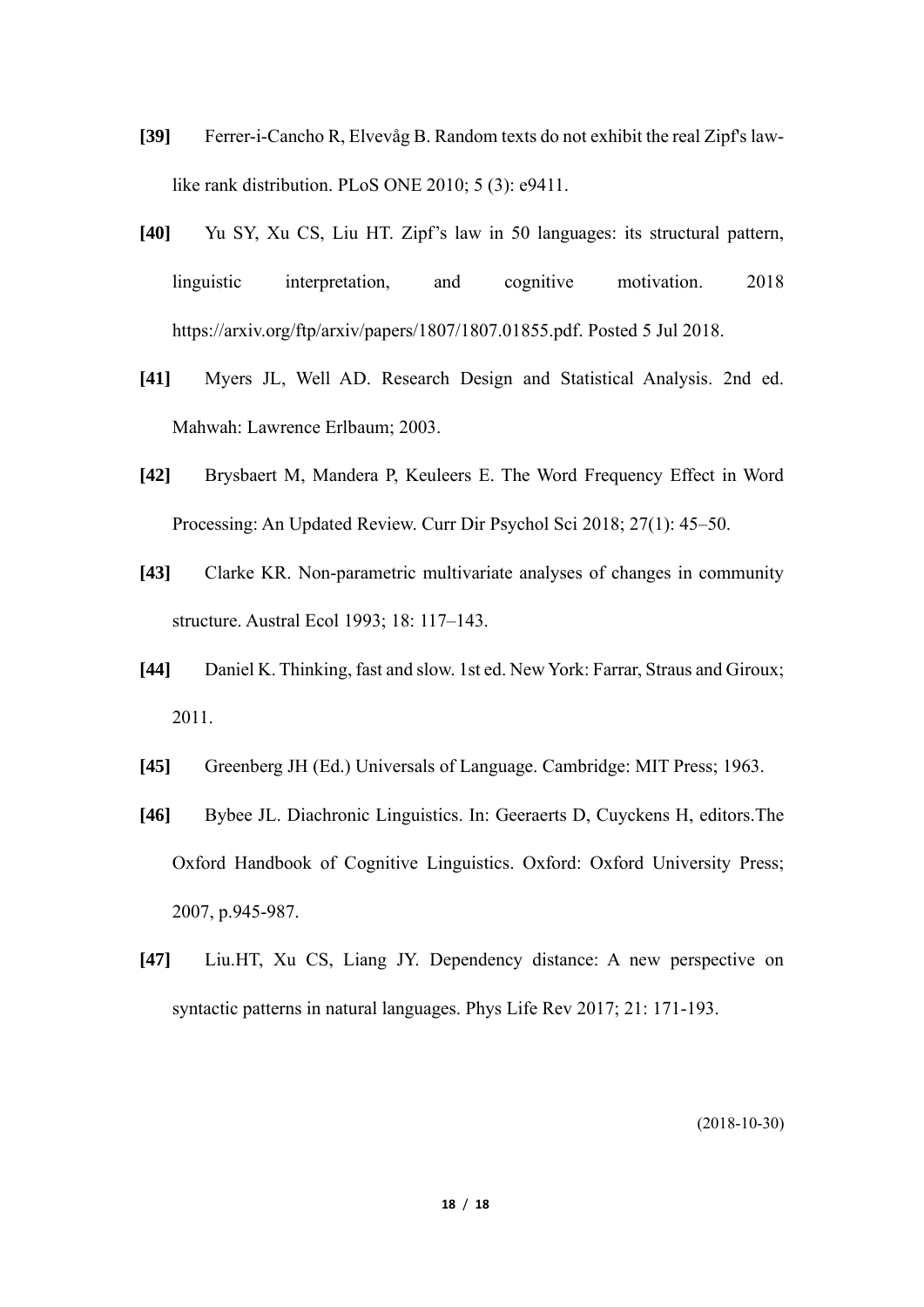**[39]** Ferrer-i-Cancho R, Elvevåg B. Random texts do not exhibit the real Zipf's law-like rank distribution. PLoS ONE 2010; 5 (3): e9411.

**[40]** Yu SY, Xu CS, Liu HT. Zipf's law in 50 languages: its structural pattern, linguistic interpretation, and cognitive motivation. 2018 https://arxiv.org/ftp/arxiv/papers/1807/1807.01855.pdf. Posted 5 Jul 2018.

**[41]** Myers JL, Well AD. Research Design and Statistical Analysis. 2nd ed. Mahwah: Lawrence Erlbaum; 2003.

**[42]** Brysbaert M, Mandera P, Keuleers E. The Word Frequency Effect in Word Processing: An Updated Review. Curr Dir Psychol Sci 2018; 27(1): 45–50.

**[43]** Clarke KR. Non-parametric multivariate analyses of changes in community structure. Austral Ecol 1993; 18: 117–143.

**[44]** Daniel K. Thinking, fast and slow. 1st ed. New York: Farrar, Straus and Giroux; 2011.

**[45]** Greenberg JH (Ed.) Universals of Language. Cambridge: MIT Press; 1963.

**[46]** Bybee JL. Diachronic Linguistics. In: Geeraerts D, Cuyckens H, editors.The Oxford Handbook of Cognitive Linguistics. Oxford: Oxford University Press; 2007, p.945-987.

**[47]** Liu.HT, Xu CS, Liang JY. Dependency distance: A new perspective on syntactic patterns in natural languages. Phys Life Rev 2017; 21: 171-193.

(2018-10-30)